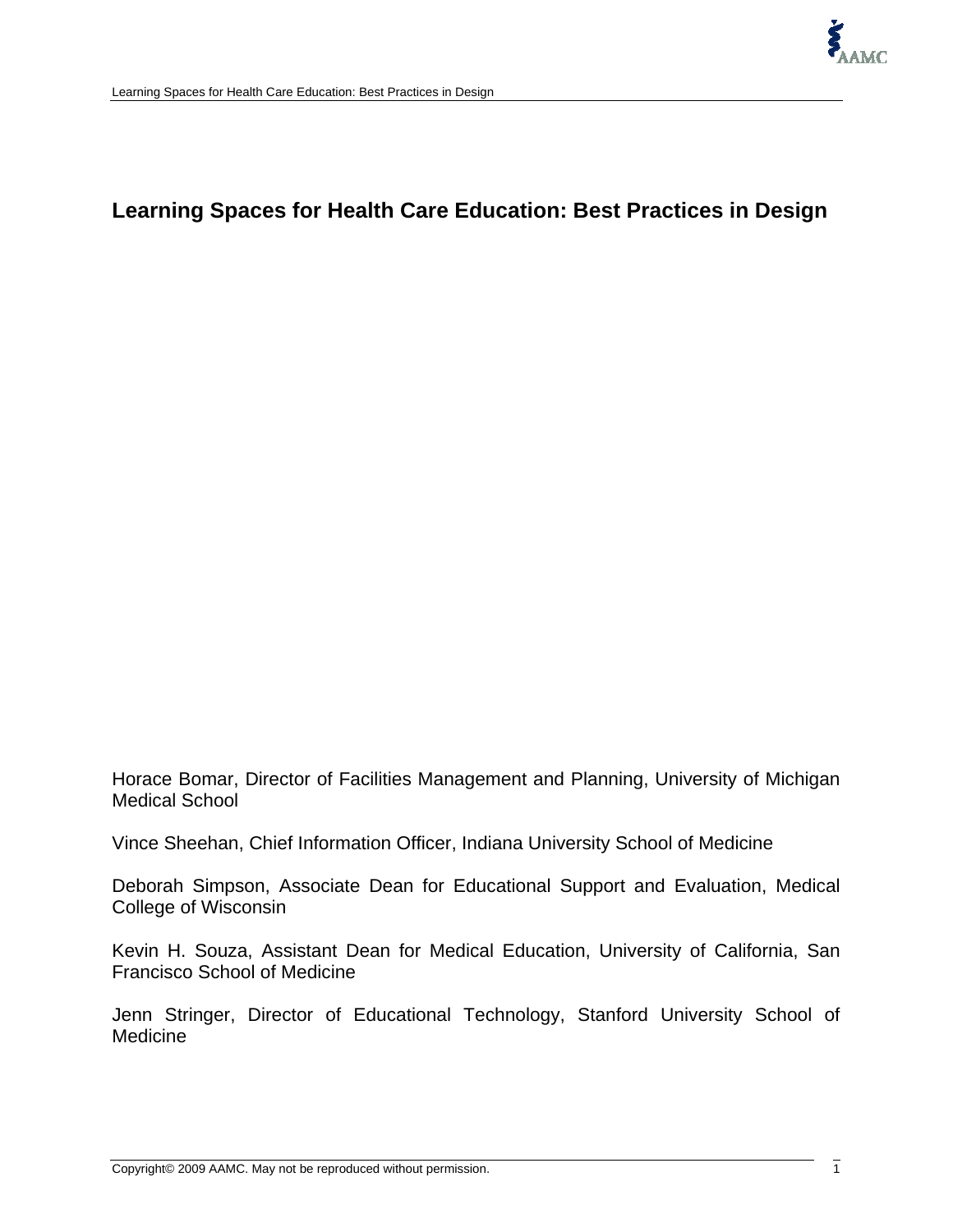# Learning Spaces for Health Care Education: Best Practices in Design

Horace Bomar, Director of Facilities Management and Planning, University of Michigan Medical School

Vince Sheehan, Chief Information Officer, Indiana University School of Medicine

Deborah Simpson, Associate Dean for Educational Support and Evaluation, Medical College of Wisconsin

Kevin H. Souza, Assistant Dean for Medical Education, University of California, San Francisco School of Medicine

Jenn Stringer, Director of Educational Technology, Stanford University School of Medicine

Copyright© 2009 AAMC. May not be reproduced without permission.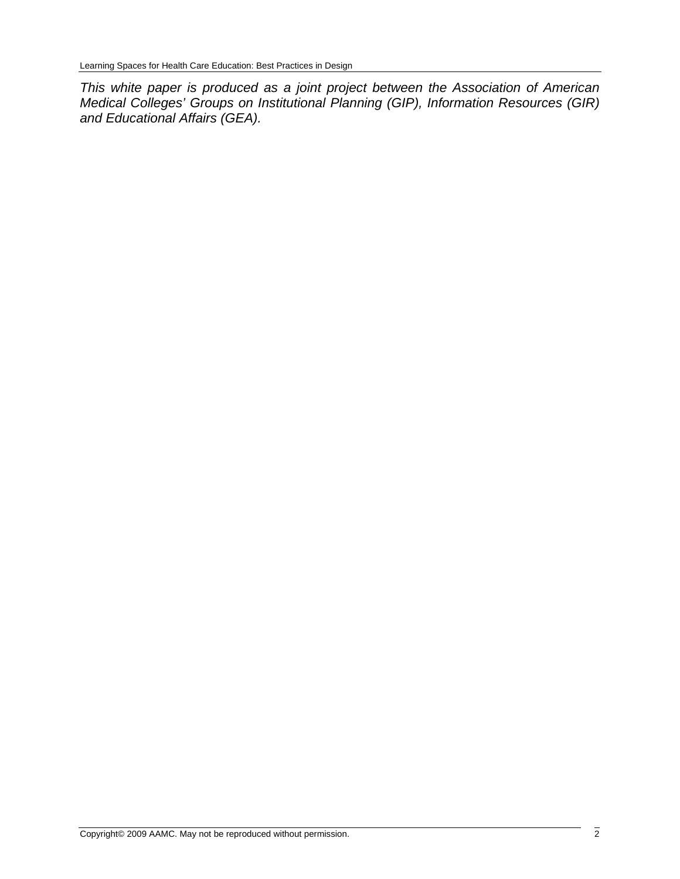*This white paper is produced as a joint project between the Association of American Medical Colleges' Groups on Institutional Planning (GIP), Information Resources (GIR) and Educational Affairs (GEA).*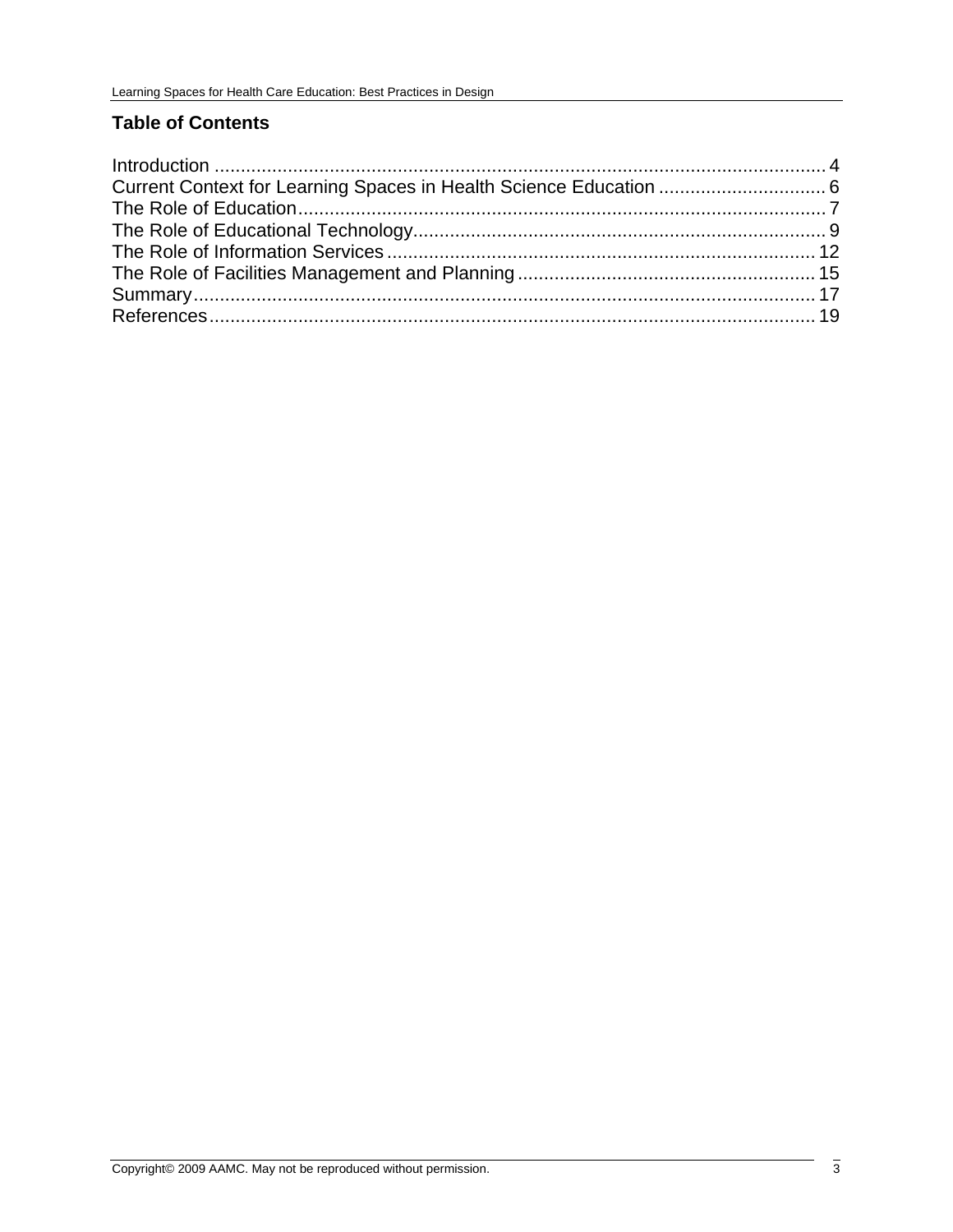## Table of Contents

Introduction .................................................................................................................... 4
Current Context for Learning Spaces in Health Science Education ................................ 6
The Role of Education.................................................................................................... 7
The Role of Educational Technology.............................................................................. 9
The Role of Information Services ................................................................................. 12
The Role of Facilities Management and Planning ........................................................ 15
Summary....................................................................................................................... 17
References.................................................................................................................... 19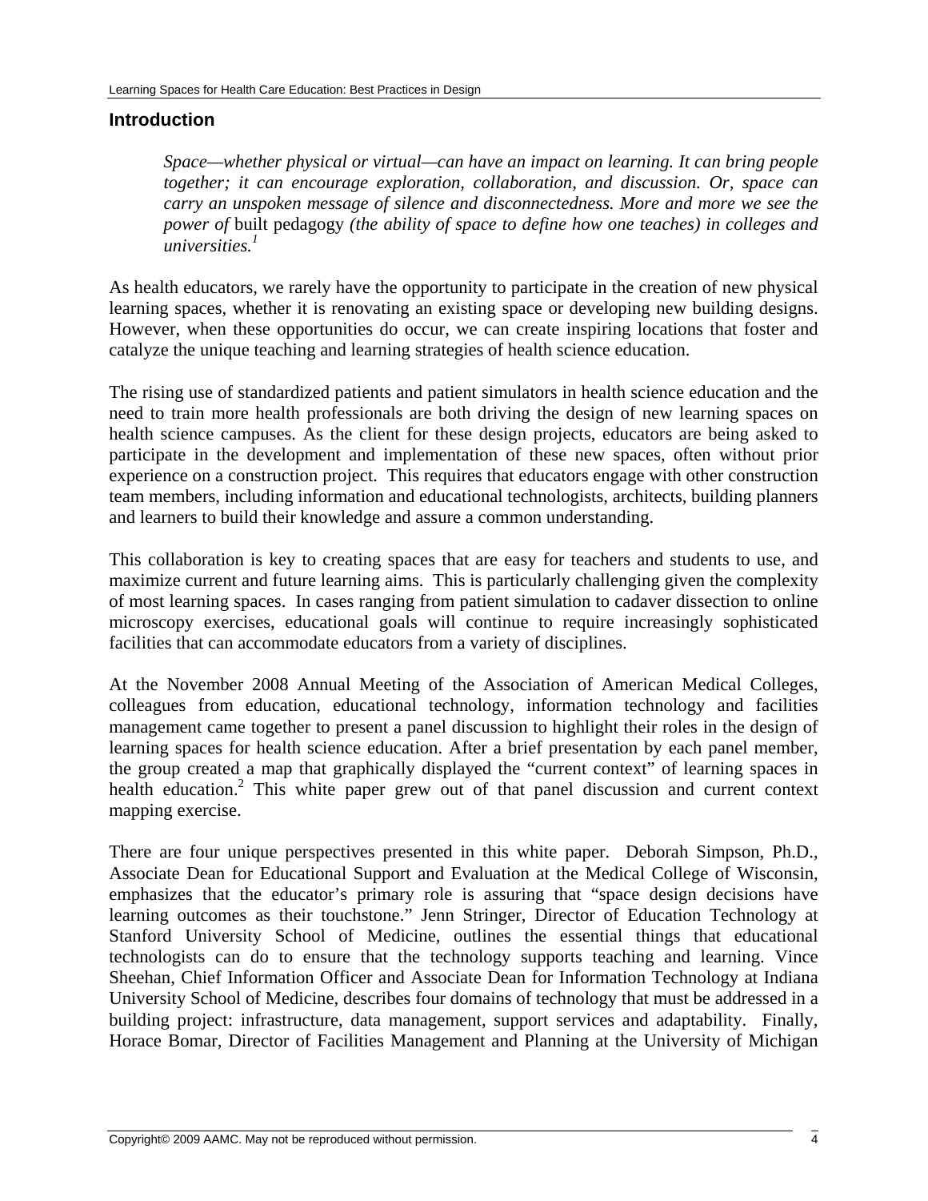## Introduction

> *Space—whether physical or virtual—can have an impact on learning. It can bring people together; it can encourage exploration, collaboration, and discussion. Or, space can carry an unspoken message of silence and disconnectedness. More and more we see the power of* built pedagogy *(the ability of space to define how one teaches) in colleges and universities.*[1]

As health educators, we rarely have the opportunity to participate in the creation of new physical learning spaces, whether it is renovating an existing space or developing new building designs. However, when these opportunities do occur, we can create inspiring locations that foster and catalyze the unique teaching and learning strategies of health science education.

The rising use of standardized patients and patient simulators in health science education and the need to train more health professionals are both driving the design of new learning spaces on health science campuses. As the client for these design projects, educators are being asked to participate in the development and implementation of these new spaces, often without prior experience on a construction project. This requires that educators engage with other construction team members, including information and educational technologists, architects, building planners and learners to build their knowledge and assure a common understanding.

This collaboration is key to creating spaces that are easy for teachers and students to use, and maximize current and future learning aims. This is particularly challenging given the complexity of most learning spaces. In cases ranging from patient simulation to cadaver dissection to online microscopy exercises, educational goals will continue to require increasingly sophisticated facilities that can accommodate educators from a variety of disciplines.

At the November 2008 Annual Meeting of the Association of American Medical Colleges, colleagues from education, educational technology, information technology and facilities management came together to present a panel discussion to highlight their roles in the design of learning spaces for health science education. After a brief presentation by each panel member, the group created a map that graphically displayed the "current context" of learning spaces in health education.[2] This white paper grew out of that panel discussion and current context mapping exercise.

There are four unique perspectives presented in this white paper. Deborah Simpson, Ph.D., Associate Dean for Educational Support and Evaluation at the Medical College of Wisconsin, emphasizes that the educator's primary role is assuring that "space design decisions have learning outcomes as their touchstone." Jenn Stringer, Director of Education Technology at Stanford University School of Medicine, outlines the essential things that educational technologists can do to ensure that the technology supports teaching and learning. Vince Sheehan, Chief Information Officer and Associate Dean for Information Technology at Indiana University School of Medicine, describes four domains of technology that must be addressed in a building project: infrastructure, data management, support services and adaptability. Finally, Horace Bomar, Director of Facilities Management and Planning at the University of Michigan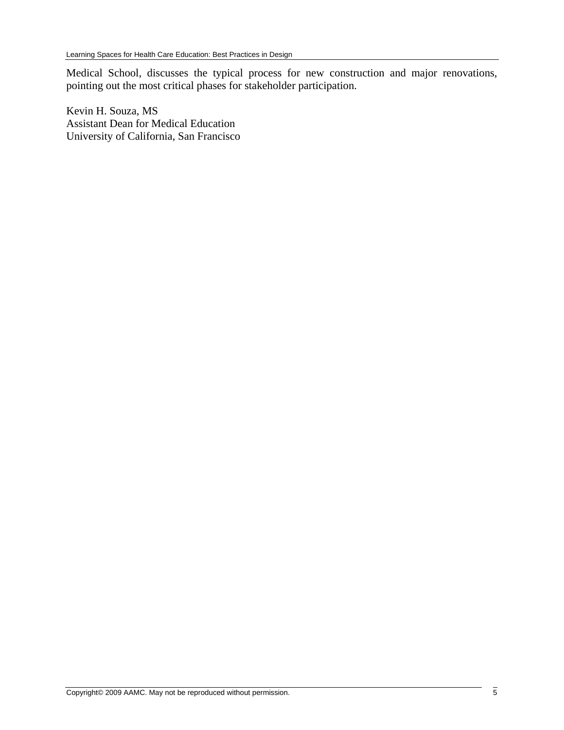Medical School, discusses the typical process for new construction and major renovations, pointing out the most critical phases for stakeholder participation.

Kevin H. Souza, MS
Assistant Dean for Medical Education
University of California, San Francisco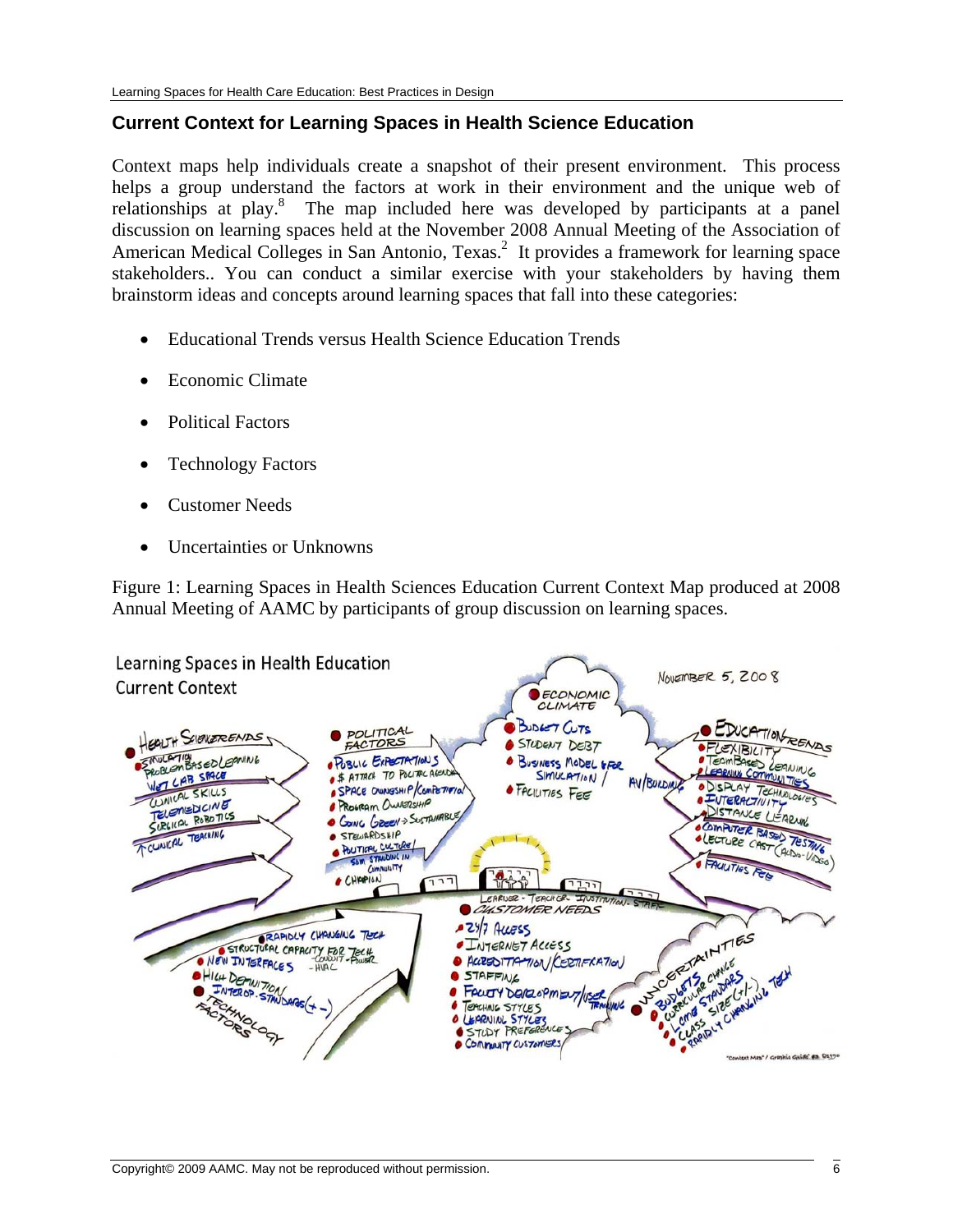## Current Context for Learning Spaces in Health Science Education

Context maps help individuals create a snapshot of their present environment. This process helps a group understand the factors at work in their environment and the unique web of relationships at play.[8] The map included here was developed by participants at a panel discussion on learning spaces held at the November 2008 Annual Meeting of the Association of American Medical Colleges in San Antonio, Texas.[2] It provides a framework for learning space stakeholders.. You can conduct a similar exercise with your stakeholders by having them brainstorm ideas and concepts around learning spaces that fall into these categories:

- Educational Trends versus Health Science Education Trends
- Economic Climate
- Political Factors
- Technology Factors
- Customer Needs
- Uncertainties or Unknowns

Figure 1: Learning Spaces in Health Sciences Education Current Context Map produced at 2008 Annual Meeting of AAMC by participants of group discussion on learning spaces.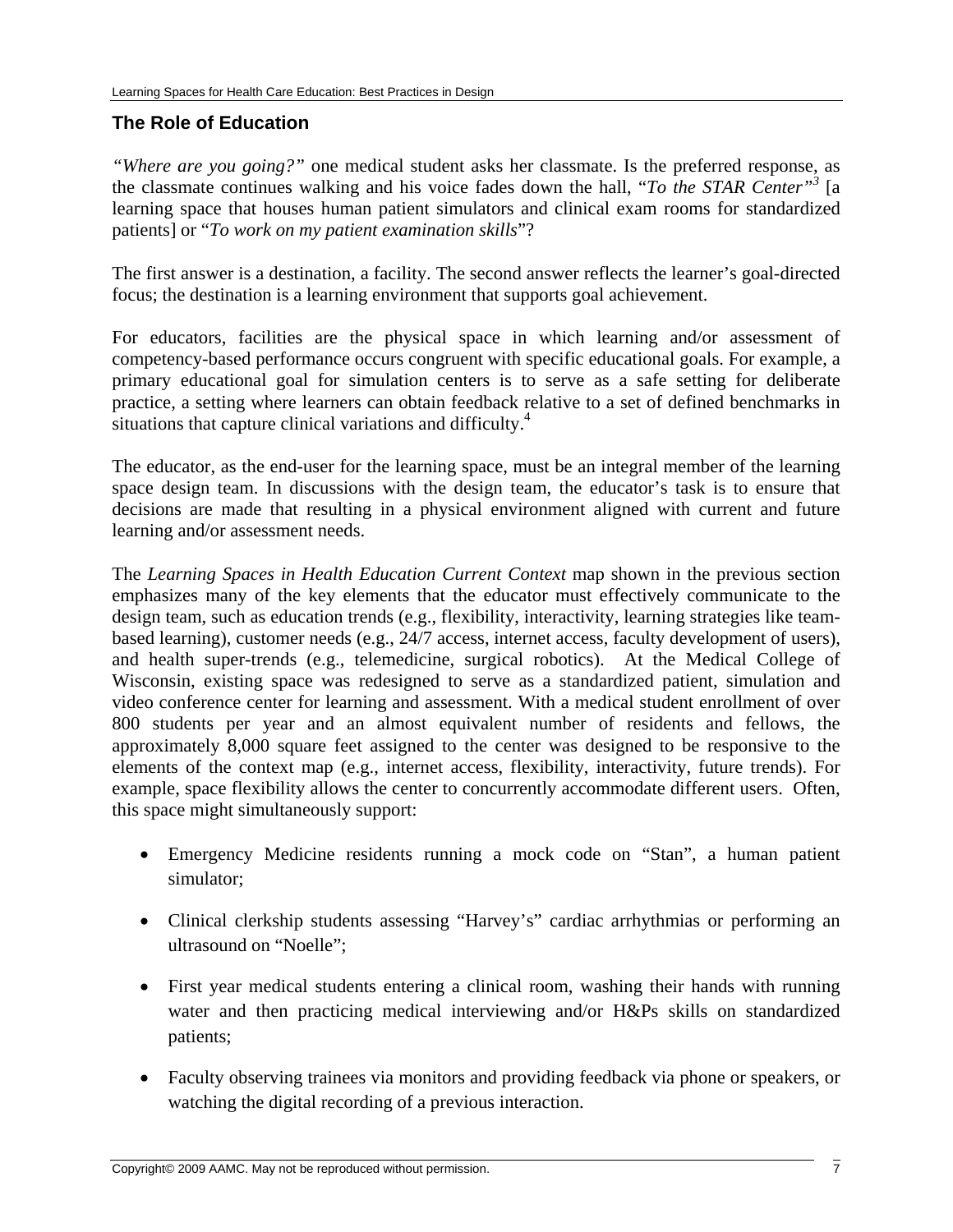## The Role of Education

*"Where are you going?"* one medical student asks her classmate. Is the preferred response, as the classmate continues walking and his voice fades down the hall, "*To the STAR Center*"[3] [a learning space that houses human patient simulators and clinical exam rooms for standardized patients] or "*To work on my patient examination skills*"?

The first answer is a destination, a facility. The second answer reflects the learner's goal-directed focus; the destination is a learning environment that supports goal achievement.

For educators, facilities are the physical space in which learning and/or assessment of competency-based performance occurs congruent with specific educational goals. For example, a primary educational goal for simulation centers is to serve as a safe setting for deliberate practice, a setting where learners can obtain feedback relative to a set of defined benchmarks in situations that capture clinical variations and difficulty.[4]

The educator, as the end-user for the learning space, must be an integral member of the learning space design team. In discussions with the design team, the educator's task is to ensure that decisions are made that resulting in a physical environment aligned with current and future learning and/or assessment needs.

The *Learning Spaces in Health Education Current Context* map shown in the previous section emphasizes many of the key elements that the educator must effectively communicate to the design team, such as education trends (e.g., flexibility, interactivity, learning strategies like team-based learning), customer needs (e.g., 24/7 access, internet access, faculty development of users), and health super-trends (e.g., telemedicine, surgical robotics). At the Medical College of Wisconsin, existing space was redesigned to serve as a standardized patient, simulation and video conference center for learning and assessment. With a medical student enrollment of over 800 students per year and an almost equivalent number of residents and fellows, the approximately 8,000 square feet assigned to the center was designed to be responsive to the elements of the context map (e.g., internet access, flexibility, interactivity, future trends). For example, space flexibility allows the center to concurrently accommodate different users. Often, this space might simultaneously support:

- Emergency Medicine residents running a mock code on "Stan", a human patient simulator;
- Clinical clerkship students assessing "Harvey's" cardiac arrhythmias or performing an ultrasound on "Noelle";
- First year medical students entering a clinical room, washing their hands with running water and then practicing medical interviewing and/or H&Ps skills on standardized patients;
- Faculty observing trainees via monitors and providing feedback via phone or speakers, or watching the digital recording of a previous interaction.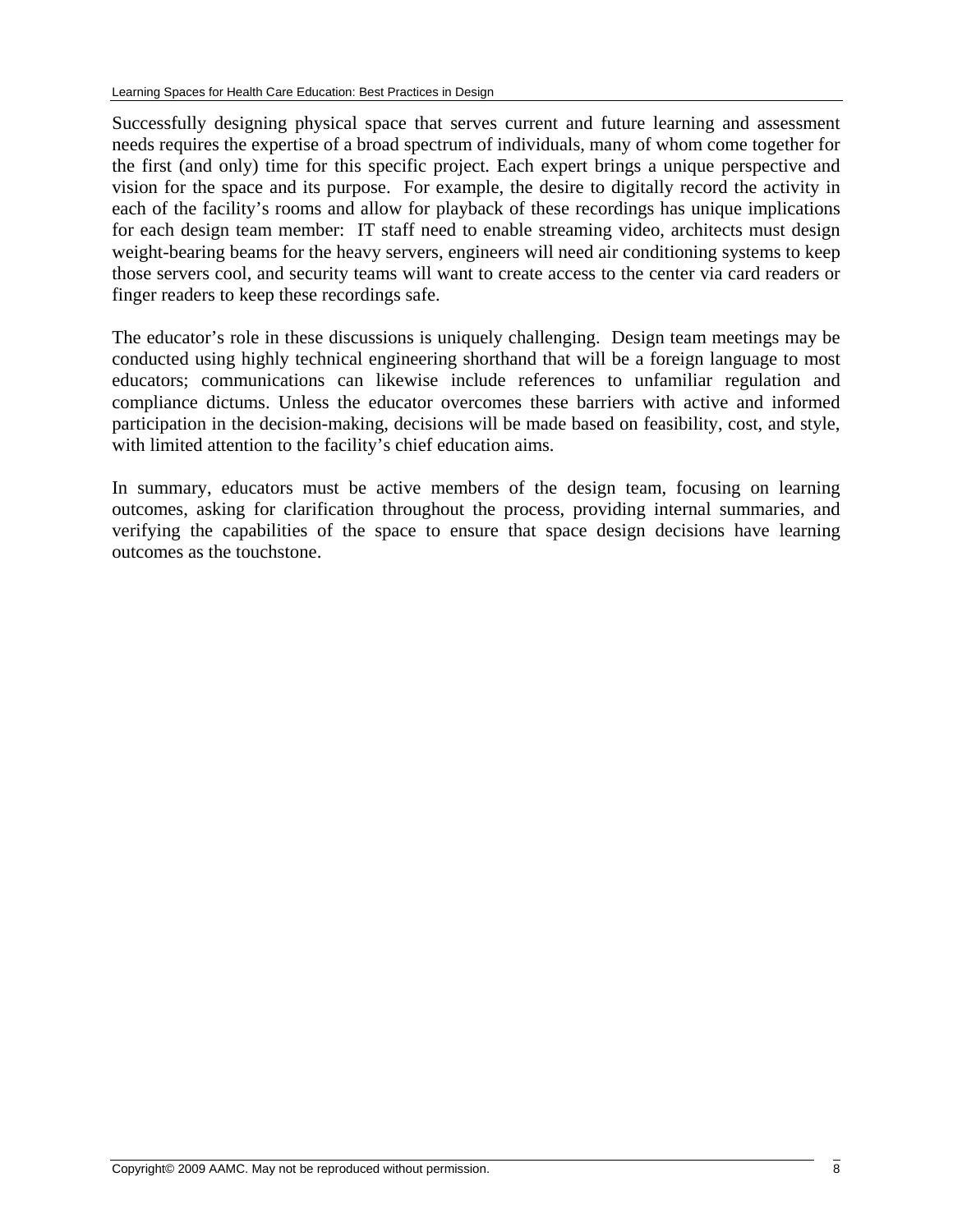Successfully designing physical space that serves current and future learning and assessment needs requires the expertise of a broad spectrum of individuals, many of whom come together for the first (and only) time for this specific project. Each expert brings a unique perspective and vision for the space and its purpose. For example, the desire to digitally record the activity in each of the facility's rooms and allow for playback of these recordings has unique implications for each design team member: IT staff need to enable streaming video, architects must design weight-bearing beams for the heavy servers, engineers will need air conditioning systems to keep those servers cool, and security teams will want to create access to the center via card readers or finger readers to keep these recordings safe.

The educator's role in these discussions is uniquely challenging. Design team meetings may be conducted using highly technical engineering shorthand that will be a foreign language to most educators; communications can likewise include references to unfamiliar regulation and compliance dictums. Unless the educator overcomes these barriers with active and informed participation in the decision-making, decisions will be made based on feasibility, cost, and style, with limited attention to the facility's chief education aims.

In summary, educators must be active members of the design team, focusing on learning outcomes, asking for clarification throughout the process, providing internal summaries, and verifying the capabilities of the space to ensure that space design decisions have learning outcomes as the touchstone.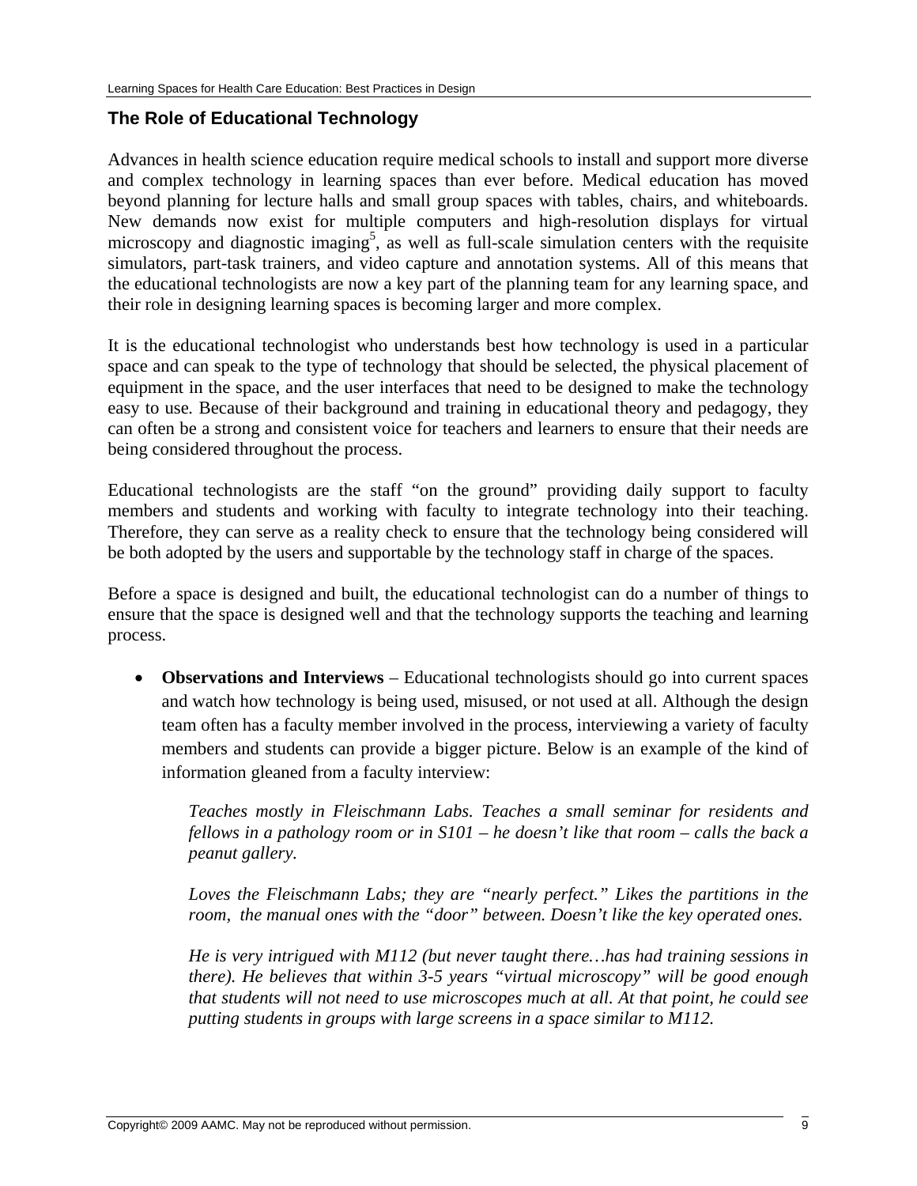## The Role of Educational Technology

Advances in health science education require medical schools to install and support more diverse and complex technology in learning spaces than ever before. Medical education has moved beyond planning for lecture halls and small group spaces with tables, chairs, and whiteboards. New demands now exist for multiple computers and high-resolution displays for virtual microscopy and diagnostic imaging[5], as well as full-scale simulation centers with the requisite simulators, part-task trainers, and video capture and annotation systems. All of this means that the educational technologists are now a key part of the planning team for any learning space, and their role in designing learning spaces is becoming larger and more complex.

It is the educational technologist who understands best how technology is used in a particular space and can speak to the type of technology that should be selected, the physical placement of equipment in the space, and the user interfaces that need to be designed to make the technology easy to use. Because of their background and training in educational theory and pedagogy, they can often be a strong and consistent voice for teachers and learners to ensure that their needs are being considered throughout the process.

Educational technologists are the staff "on the ground" providing daily support to faculty members and students and working with faculty to integrate technology into their teaching. Therefore, they can serve as a reality check to ensure that the technology being considered will be both adopted by the users and supportable by the technology staff in charge of the spaces.

Before a space is designed and built, the educational technologist can do a number of things to ensure that the space is designed well and that the technology supports the teaching and learning process.

- **Observations and Interviews** – Educational technologists should go into current spaces and watch how technology is being used, misused, or not used at all. Although the design team often has a faculty member involved in the process, interviewing a variety of faculty members and students can provide a bigger picture. Below is an example of the kind of information gleaned from a faculty interview:

  *Teaches mostly in Fleischmann Labs. Teaches a small seminar for residents and fellows in a pathology room or in S101 – he doesn't like that room – calls the back a peanut gallery.*

  *Loves the Fleischmann Labs; they are "nearly perfect." Likes the partitions in the room, the manual ones with the "door" between. Doesn't like the key operated ones.*

  *He is very intrigued with M112 (but never taught there…has had training sessions in there). He believes that within 3-5 years "virtual microscopy" will be good enough that students will not need to use microscopes much at all. At that point, he could see putting students in groups with large screens in a space similar to M112.*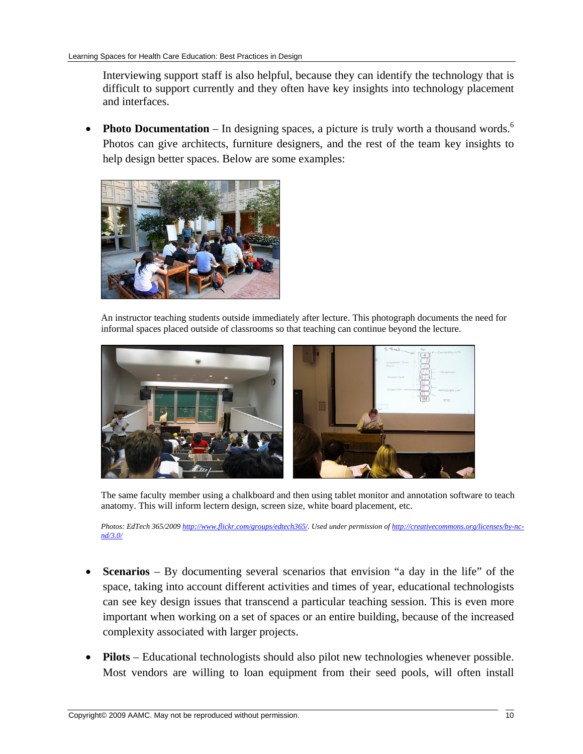Interviewing support staff is also helpful, because they can identify the technology that is difficult to support currently and they often have key insights into technology placement and interfaces.

- **Photo Documentation** – In designing spaces, a picture is truly worth a thousand words.[6] Photos can give architects, furniture designers, and the rest of the team key insights to help design better spaces. Below are some examples:

An instructor teaching students outside immediately after lecture. This photograph documents the need for informal spaces placed outside of classrooms so that teaching can continue beyond the lecture.

The same faculty member using a chalkboard and then using tablet monitor and annotation software to teach anatomy. This will inform lectern design, screen size, white board placement, etc.

*Photos: EdTech 365/2009 [http://www.flickr.com/groups/edtech365/](http://www.flickr.com/groups/edtech365/). Used under permission of [http://creativecommons.org/licenses/by-nc-nd/3.0/](http://creativecommons.org/licenses/by-nc-nd/3.0/)*

- **Scenarios** – By documenting several scenarios that envision "a day in the life" of the space, taking into account different activities and times of year, educational technologists can see key design issues that transcend a particular teaching session. This is even more important when working on a set of spaces or an entire building, because of the increased complexity associated with larger projects.

- **Pilots** – Educational technologists should also pilot new technologies whenever possible. Most vendors are willing to loan equipment from their seed pools, will often install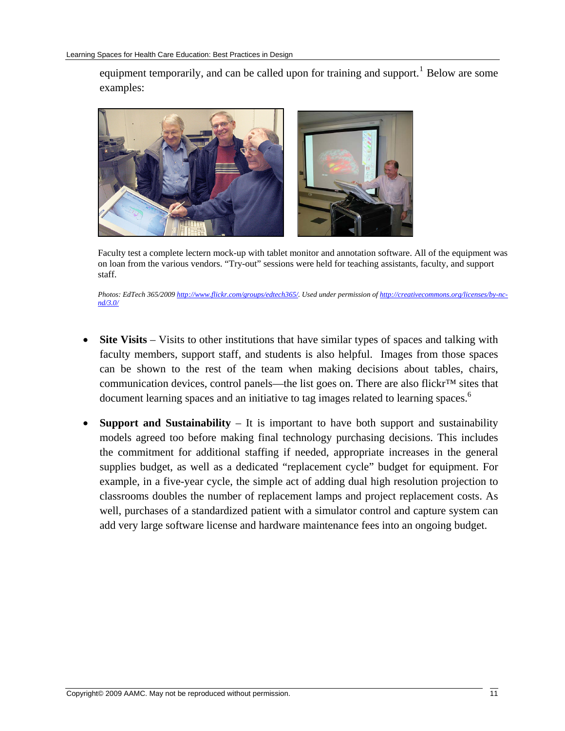equipment temporarily, and can be called upon for training and support.[1] Below are some examples:

Faculty test a complete lectern mock-up with tablet monitor and annotation software. All of the equipment was on loan from the various vendors. "Try-out" sessions were held for teaching assistants, faculty, and support staff.

*Photos: EdTech 365/2009 [http://www.flickr.com/groups/edtech365/](http://www.flickr.com/groups/edtech365/). Used under permission of [http://creativecommons.org/licenses/by-nc-nd/3.0/](http://creativecommons.org/licenses/by-nc-nd/3.0/)*

- **Site Visits** – Visits to other institutions that have similar types of spaces and talking with faculty members, support staff, and students is also helpful. Images from those spaces can be shown to the rest of the team when making decisions about tables, chairs, communication devices, control panels—the list goes on. There are also flickr™ sites that document learning spaces and an initiative to tag images related to learning spaces.[6]

- **Support and Sustainability** – It is important to have both support and sustainability models agreed too before making final technology purchasing decisions. This includes the commitment for additional staffing if needed, appropriate increases in the general supplies budget, as well as a dedicated "replacement cycle" budget for equipment. For example, in a five-year cycle, the simple act of adding dual high resolution projection to classrooms doubles the number of replacement lamps and project replacement costs. As well, purchases of a standardized patient with a simulator control and capture system can add very large software license and hardware maintenance fees into an ongoing budget.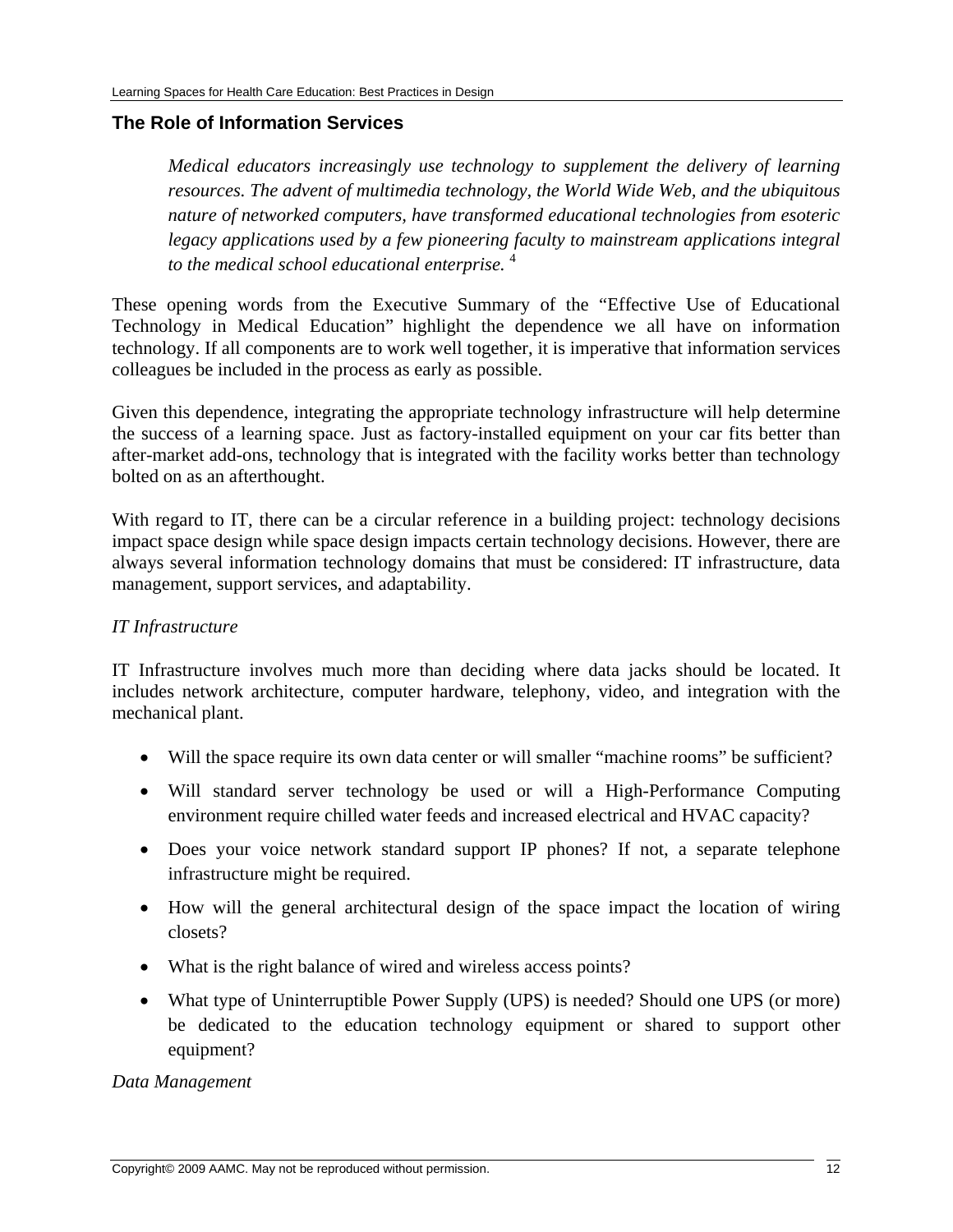## The Role of Information Services

> *Medical educators increasingly use technology to supplement the delivery of learning resources. The advent of multimedia technology, the World Wide Web, and the ubiquitous nature of networked computers, have transformed educational technologies from esoteric legacy applications used by a few pioneering faculty to mainstream applications integral to the medical school educational enterprise.* [4]

These opening words from the Executive Summary of the "Effective Use of Educational Technology in Medical Education" highlight the dependence we all have on information technology. If all components are to work well together, it is imperative that information services colleagues be included in the process as early as possible.

Given this dependence, integrating the appropriate technology infrastructure will help determine the success of a learning space. Just as factory-installed equipment on your car fits better than after-market add-ons, technology that is integrated with the facility works better than technology bolted on as an afterthought.

With regard to IT, there can be a circular reference in a building project: technology decisions impact space design while space design impacts certain technology decisions. However, there are always several information technology domains that must be considered: IT infrastructure, data management, support services, and adaptability.

*IT Infrastructure*

IT Infrastructure involves much more than deciding where data jacks should be located. It includes network architecture, computer hardware, telephony, video, and integration with the mechanical plant.

- Will the space require its own data center or will smaller "machine rooms" be sufficient?
- Will standard server technology be used or will a High-Performance Computing environment require chilled water feeds and increased electrical and HVAC capacity?
- Does your voice network standard support IP phones? If not, a separate telephone infrastructure might be required.
- How will the general architectural design of the space impact the location of wiring closets?
- What is the right balance of wired and wireless access points?
- What type of Uninterruptible Power Supply (UPS) is needed? Should one UPS (or more) be dedicated to the education technology equipment or shared to support other equipment?

*Data Management*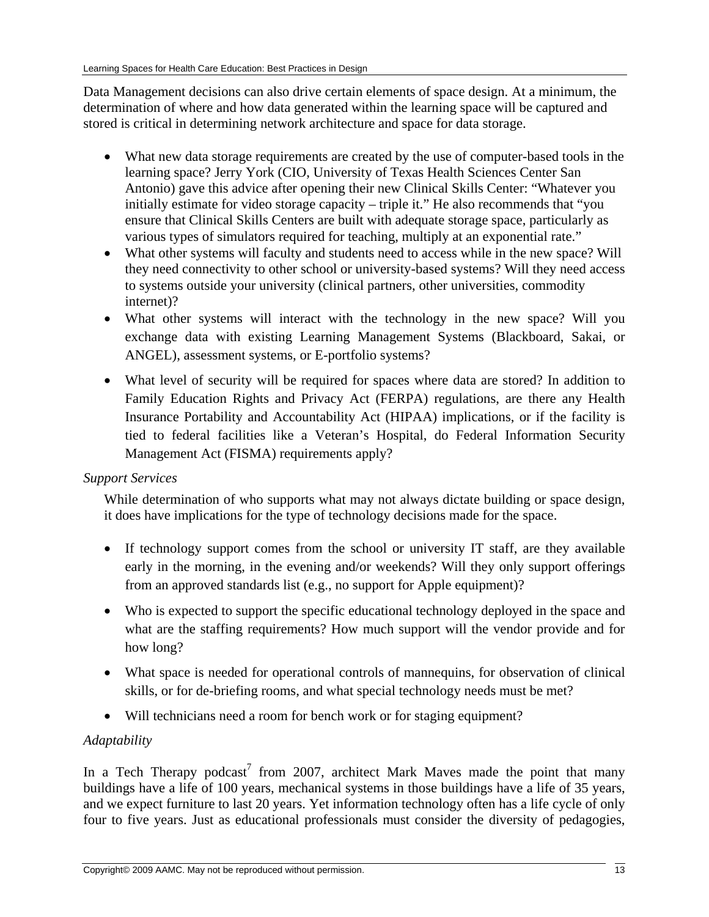Data Management decisions can also drive certain elements of space design. At a minimum, the determination of where and how data generated within the learning space will be captured and stored is critical in determining network architecture and space for data storage.

- What new data storage requirements are created by the use of computer-based tools in the learning space? Jerry York (CIO, University of Texas Health Sciences Center San Antonio) gave this advice after opening their new Clinical Skills Center: "Whatever you initially estimate for video storage capacity – triple it." He also recommends that "you ensure that Clinical Skills Centers are built with adequate storage space, particularly as various types of simulators required for teaching, multiply at an exponential rate."
- What other systems will faculty and students need to access while in the new space? Will they need connectivity to other school or university-based systems? Will they need access to systems outside your university (clinical partners, other universities, commodity internet)?
- What other systems will interact with the technology in the new space? Will you exchange data with existing Learning Management Systems (Blackboard, Sakai, or ANGEL), assessment systems, or E-portfolio systems?
- What level of security will be required for spaces where data are stored? In addition to Family Education Rights and Privacy Act (FERPA) regulations, are there any Health Insurance Portability and Accountability Act (HIPAA) implications, or if the facility is tied to federal facilities like a Veteran's Hospital, do Federal Information Security Management Act (FISMA) requirements apply?

*Support Services*

While determination of who supports what may not always dictate building or space design, it does have implications for the type of technology decisions made for the space.

- If technology support comes from the school or university IT staff, are they available early in the morning, in the evening and/or weekends? Will they only support offerings from an approved standards list (e.g., no support for Apple equipment)?
- Who is expected to support the specific educational technology deployed in the space and what are the staffing requirements? How much support will the vendor provide and for how long?
- What space is needed for operational controls of mannequins, for observation of clinical skills, or for de-briefing rooms, and what special technology needs must be met?
- Will technicians need a room for bench work or for staging equipment?

*Adaptability*

In a Tech Therapy podcast[7] from 2007, architect Mark Maves made the point that many buildings have a life of 100 years, mechanical systems in those buildings have a life of 35 years, and we expect furniture to last 20 years. Yet information technology often has a life cycle of only four to five years. Just as educational professionals must consider the diversity of pedagogies,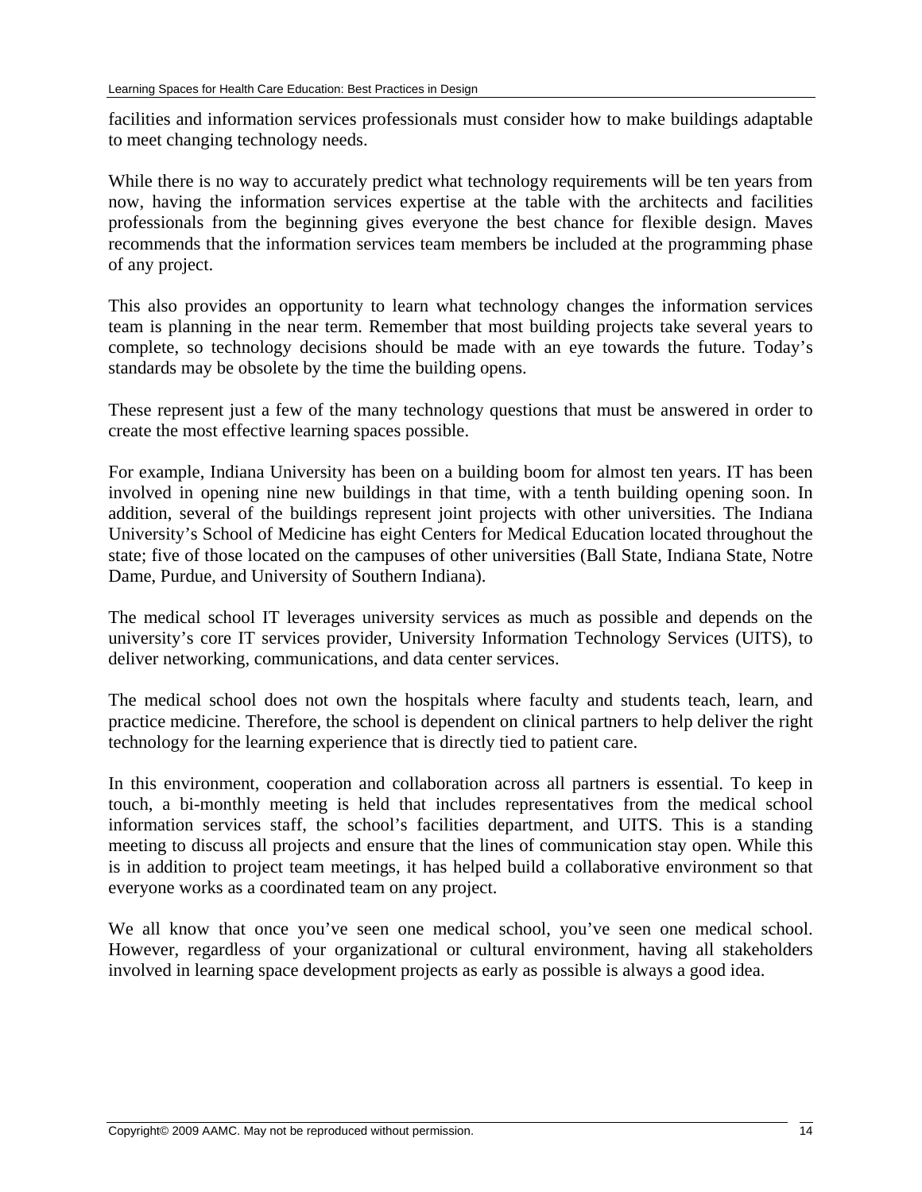facilities and information services professionals must consider how to make buildings adaptable to meet changing technology needs.

While there is no way to accurately predict what technology requirements will be ten years from now, having the information services expertise at the table with the architects and facilities professionals from the beginning gives everyone the best chance for flexible design. Maves recommends that the information services team members be included at the programming phase of any project.

This also provides an opportunity to learn what technology changes the information services team is planning in the near term. Remember that most building projects take several years to complete, so technology decisions should be made with an eye towards the future. Today's standards may be obsolete by the time the building opens.

These represent just a few of the many technology questions that must be answered in order to create the most effective learning spaces possible.

For example, Indiana University has been on a building boom for almost ten years. IT has been involved in opening nine new buildings in that time, with a tenth building opening soon. In addition, several of the buildings represent joint projects with other universities. The Indiana University's School of Medicine has eight Centers for Medical Education located throughout the state; five of those located on the campuses of other universities (Ball State, Indiana State, Notre Dame, Purdue, and University of Southern Indiana).

The medical school IT leverages university services as much as possible and depends on the university's core IT services provider, University Information Technology Services (UITS), to deliver networking, communications, and data center services.

The medical school does not own the hospitals where faculty and students teach, learn, and practice medicine. Therefore, the school is dependent on clinical partners to help deliver the right technology for the learning experience that is directly tied to patient care.

In this environment, cooperation and collaboration across all partners is essential. To keep in touch, a bi-monthly meeting is held that includes representatives from the medical school information services staff, the school's facilities department, and UITS. This is a standing meeting to discuss all projects and ensure that the lines of communication stay open. While this is in addition to project team meetings, it has helped build a collaborative environment so that everyone works as a coordinated team on any project.

We all know that once you've seen one medical school, you've seen one medical school. However, regardless of your organizational or cultural environment, having all stakeholders involved in learning space development projects as early as possible is always a good idea.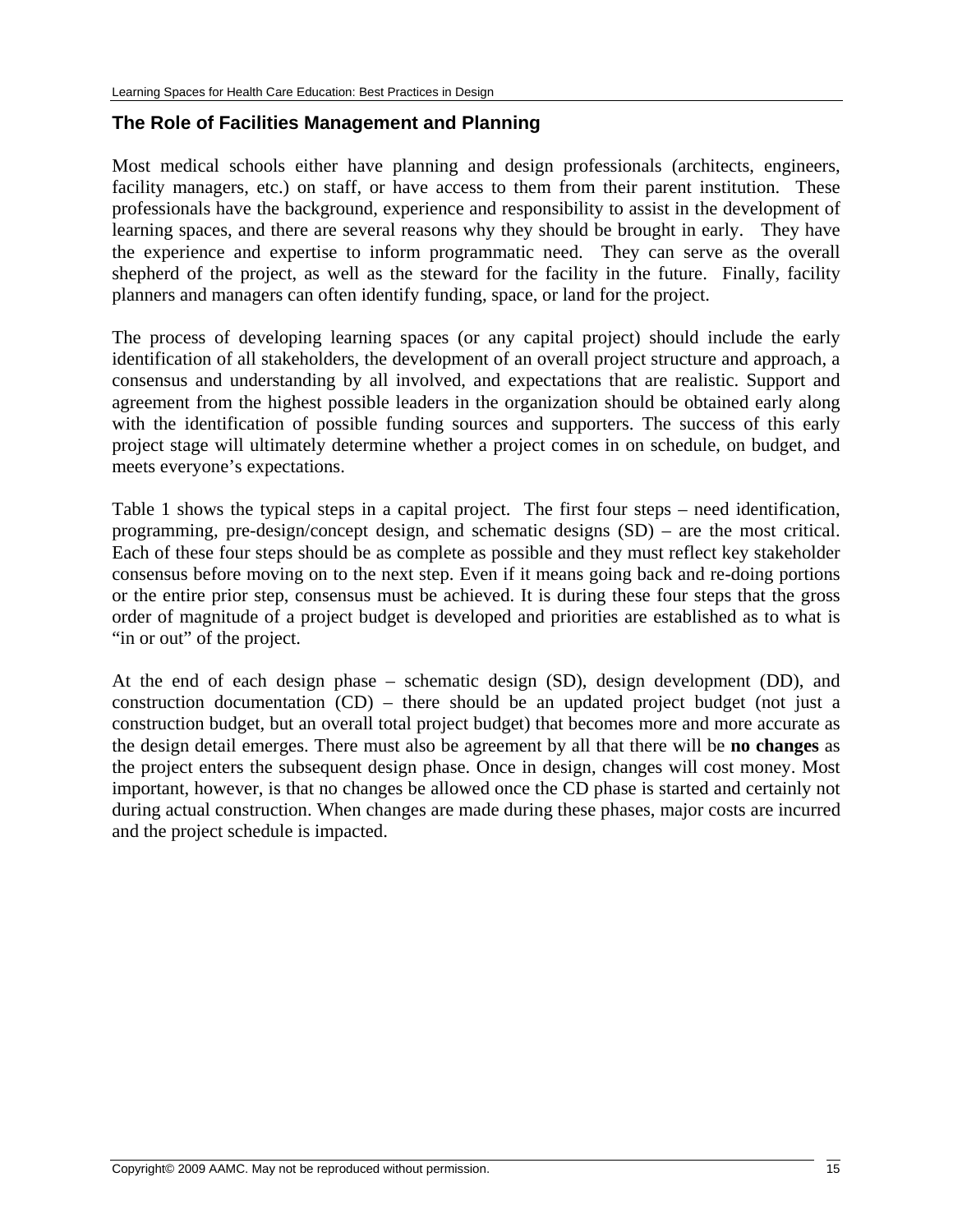## The Role of Facilities Management and Planning

Most medical schools either have planning and design professionals (architects, engineers, facility managers, etc.) on staff, or have access to them from their parent institution. These professionals have the background, experience and responsibility to assist in the development of learning spaces, and there are several reasons why they should be brought in early. They have the experience and expertise to inform programmatic need. They can serve as the overall shepherd of the project, as well as the steward for the facility in the future. Finally, facility planners and managers can often identify funding, space, or land for the project.

The process of developing learning spaces (or any capital project) should include the early identification of all stakeholders, the development of an overall project structure and approach, a consensus and understanding by all involved, and expectations that are realistic. Support and agreement from the highest possible leaders in the organization should be obtained early along with the identification of possible funding sources and supporters. The success of this early project stage will ultimately determine whether a project comes in on schedule, on budget, and meets everyone's expectations.

Table 1 shows the typical steps in a capital project. The first four steps – need identification, programming, pre-design/concept design, and schematic designs (SD) – are the most critical. Each of these four steps should be as complete as possible and they must reflect key stakeholder consensus before moving on to the next step. Even if it means going back and re-doing portions or the entire prior step, consensus must be achieved. It is during these four steps that the gross order of magnitude of a project budget is developed and priorities are established as to what is "in or out" of the project.

At the end of each design phase – schematic design (SD), design development (DD), and construction documentation (CD) – there should be an updated project budget (not just a construction budget, but an overall total project budget) that becomes more and more accurate as the design detail emerges. There must also be agreement by all that there will be **no changes** as the project enters the subsequent design phase. Once in design, changes will cost money. Most important, however, is that no changes be allowed once the CD phase is started and certainly not during actual construction. When changes are made during these phases, major costs are incurred and the project schedule is impacted.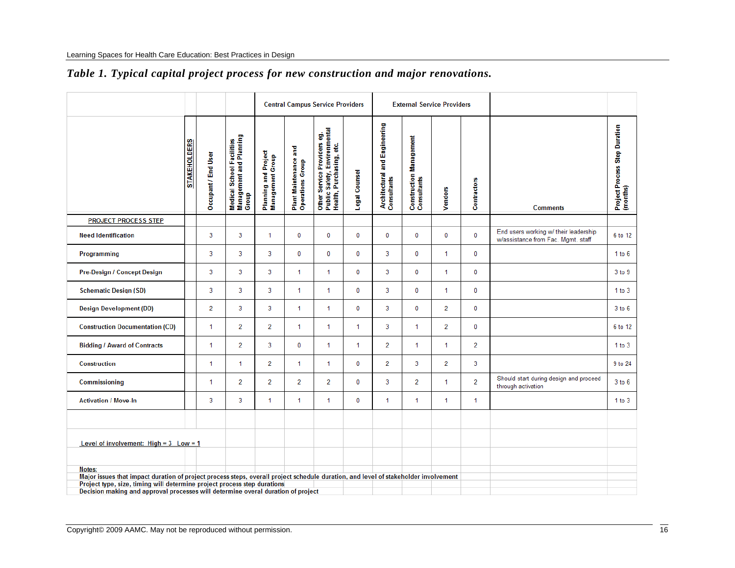***Table 1. Typical capital project process for new construction and major renovations.***

| | | | Central Campus Service Providers | | | | External Service Providers | | | | | |
|---|---|---|---|---|---|---|---|---|---|---|---|---|
| PROJECT PROCESS STEP | Occupant / End User | Medical School Facilities Management and Planning Group | Planning and Project Management Group | Plant Maintenance and Operations Group | Other Service Providers eg. Public Safety, Environmental Health, Purchasing, etc. | Legal Counsel | Architectural and Engineering Consultants | Construction Management Consultants | Vendors | Contractors | Comments | Project Process Step Duration (months) |
| Need Identification | 3 | 3 | 1 | 0 | 0 | 0 | 0 | 0 | 0 | 0 | End users working w/ their leadership w/assistance from Fac. Mgmt. staff | 6 to 12 |
| Programming | 3 | 3 | 3 | 0 | 0 | 0 | 3 | 0 | 1 | 0 | | 1 to 6 |
| Pre-Design / Concept Design | 3 | 3 | 3 | 1 | 1 | 0 | 3 | 0 | 1 | 0 | | 3 to 9 |
| Schematic Design (SD) | 3 | 3 | 3 | 1 | 1 | 0 | 3 | 0 | 1 | 0 | | 1 to 3 |
| Design Development (DD) | 2 | 3 | 3 | 1 | 1 | 0 | 3 | 0 | 2 | 0 | | 3 to 6 |
| Construction Documentation (CD) | 1 | 2 | 2 | 1 | 1 | 1 | 3 | 1 | 2 | 0 | | 6 to 12 |
| Bidding / Award of Contracts | 1 | 2 | 3 | 0 | 1 | 1 | 2 | 1 | 1 | 2 | | 1 to 3 |
| Construction | 1 | 1 | 2 | 1 | 1 | 0 | 2 | 3 | 2 | 3 | | 9 to 24 |
| Commissioning | 1 | 2 | 2 | 2 | 2 | 0 | 3 | 2 | 1 | 2 | Should start during design and proceed through activation | 3 to 6 |
| Activation / Move-In | 3 | 3 | 1 | 1 | 1 | 0 | 1 | 1 | 1 | 1 | | 1 to 3 |

Level of involvement: High = 3 Low = 1

Notes:
Major issues that impact duration of project process steps, overall project schedule duration, and level of stakeholder involvement
Project type, size, timing will determine project process step durations
Decision making and approval processes will determine overal duration of project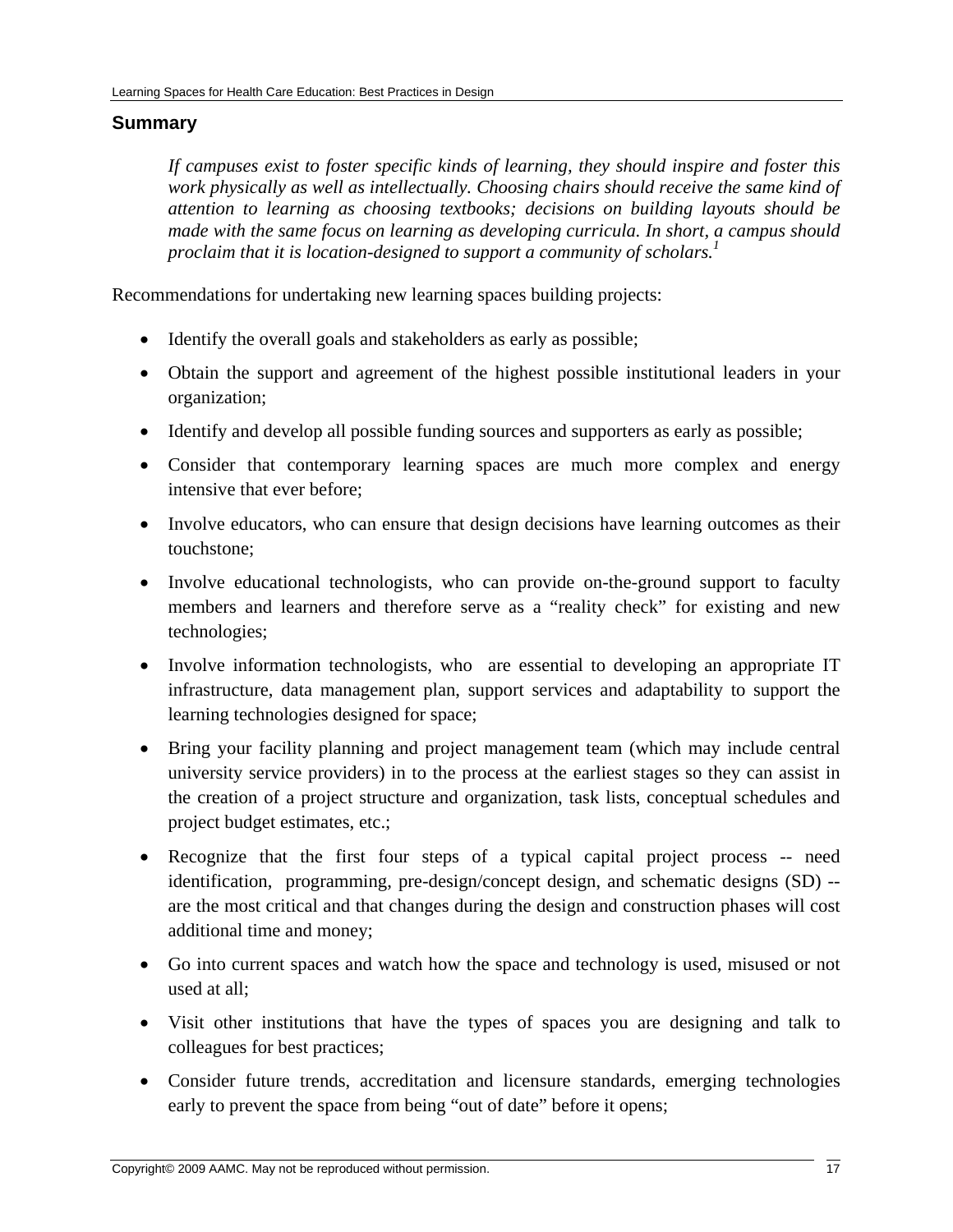## Summary

> *If campuses exist to foster specific kinds of learning, they should inspire and foster this work physically as well as intellectually. Choosing chairs should receive the same kind of attention to learning as choosing textbooks; decisions on building layouts should be made with the same focus on learning as developing curricula. In short, a campus should proclaim that it is location-designed to support a community of scholars.*[1]

Recommendations for undertaking new learning spaces building projects:

- Identify the overall goals and stakeholders as early as possible;
- Obtain the support and agreement of the highest possible institutional leaders in your organization;
- Identify and develop all possible funding sources and supporters as early as possible;
- Consider that contemporary learning spaces are much more complex and energy intensive that ever before;
- Involve educators, who can ensure that design decisions have learning outcomes as their touchstone;
- Involve educational technologists, who can provide on-the-ground support to faculty members and learners and therefore serve as a "reality check" for existing and new technologies;
- Involve information technologists, who are essential to developing an appropriate IT infrastructure, data management plan, support services and adaptability to support the learning technologies designed for space;
- Bring your facility planning and project management team (which may include central university service providers) in to the process at the earliest stages so they can assist in the creation of a project structure and organization, task lists, conceptual schedules and project budget estimates, etc.;
- Recognize that the first four steps of a typical capital project process -- need identification, programming, pre-design/concept design, and schematic designs (SD) -- are the most critical and that changes during the design and construction phases will cost additional time and money;
- Go into current spaces and watch how the space and technology is used, misused or not used at all;
- Visit other institutions that have the types of spaces you are designing and talk to colleagues for best practices;
- Consider future trends, accreditation and licensure standards, emerging technologies early to prevent the space from being "out of date" before it opens;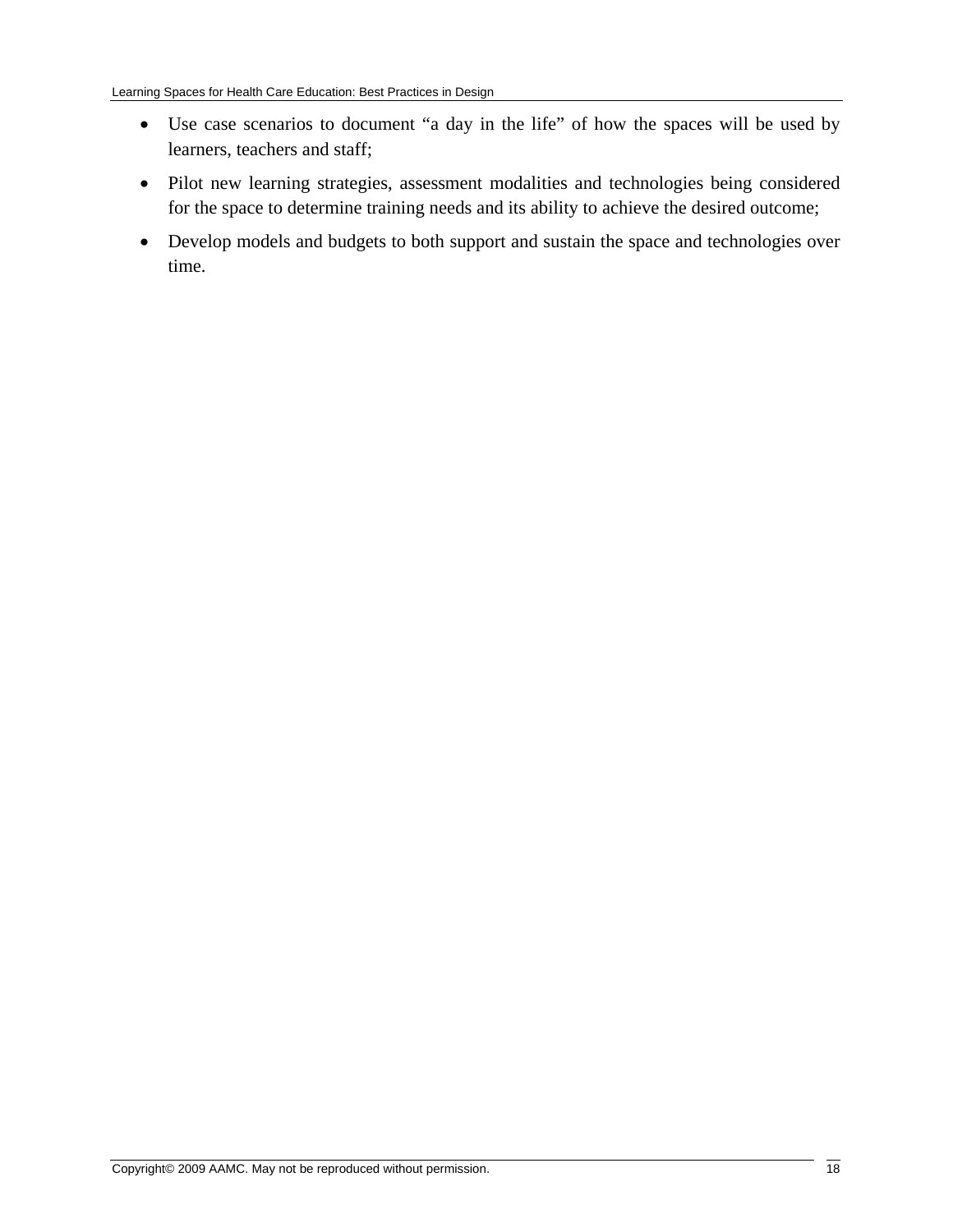- Use case scenarios to document “a day in the life” of how the spaces will be used by learners, teachers and staff;
- Pilot new learning strategies, assessment modalities and technologies being considered for the space to determine training needs and its ability to achieve the desired outcome;
- Develop models and budgets to both support and sustain the space and technologies over time.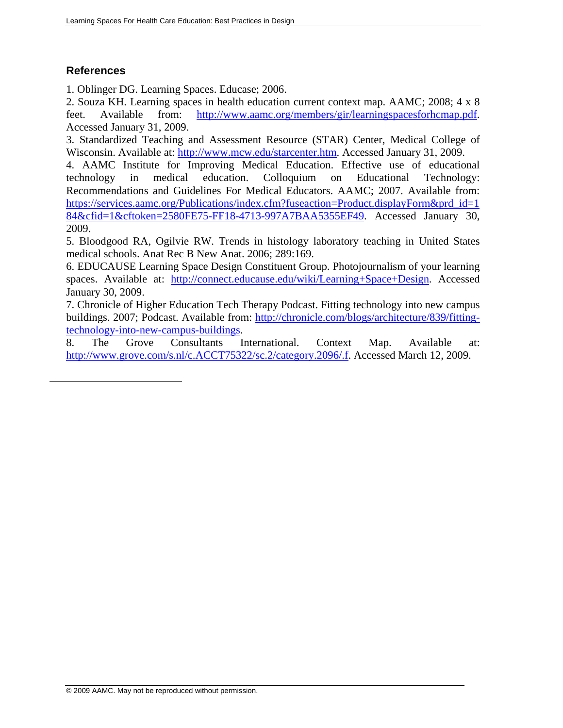## References

1. Oblinger DG. Learning Spaces. Educase; 2006.
2. Souza KH. Learning spaces in health education current context map. AAMC; 2008; 4 x 8 feet. Available from: http://www.aamc.org/members/gir/learningspacesforhcmap.pdf. Accessed January 31, 2009.
3. Standardized Teaching and Assessment Resource (STAR) Center, Medical College of Wisconsin. Available at: http://www.mcw.edu/starcenter.htm. Accessed January 31, 2009.
4. AAMC Institute for Improving Medical Education. Effective use of educational technology in medical education. Colloquium on Educational Technology: Recommendations and Guidelines For Medical Educators. AAMC; 2007. Available from: https://services.aamc.org/Publications/index.cfm?fuseaction=Product.displayForm&prd_id=184&cfid=1&cftoken=2580FE75-FF18-4713-997A7BAA5355EF49. Accessed January 30, 2009.
5. Bloodgood RA, Ogilvie RW. Trends in histology laboratory teaching in United States medical schools. Anat Rec B New Anat. 2006; 289:169.
6. EDUCAUSE Learning Space Design Constituent Group. Photojournalism of your learning spaces. Available at: http://connect.educause.edu/wiki/Learning+Space+Design. Accessed January 30, 2009.
7. Chronicle of Higher Education Tech Therapy Podcast. Fitting technology into new campus buildings. 2007; Podcast. Available from: http://chronicle.com/blogs/architecture/839/fitting-technology-into-new-campus-buildings.
8. The Grove Consultants International. Context Map. Available at: http://www.grove.com/s.nl/c.ACCT75322/sc.2/category.2096/.f. Accessed March 12, 2009.